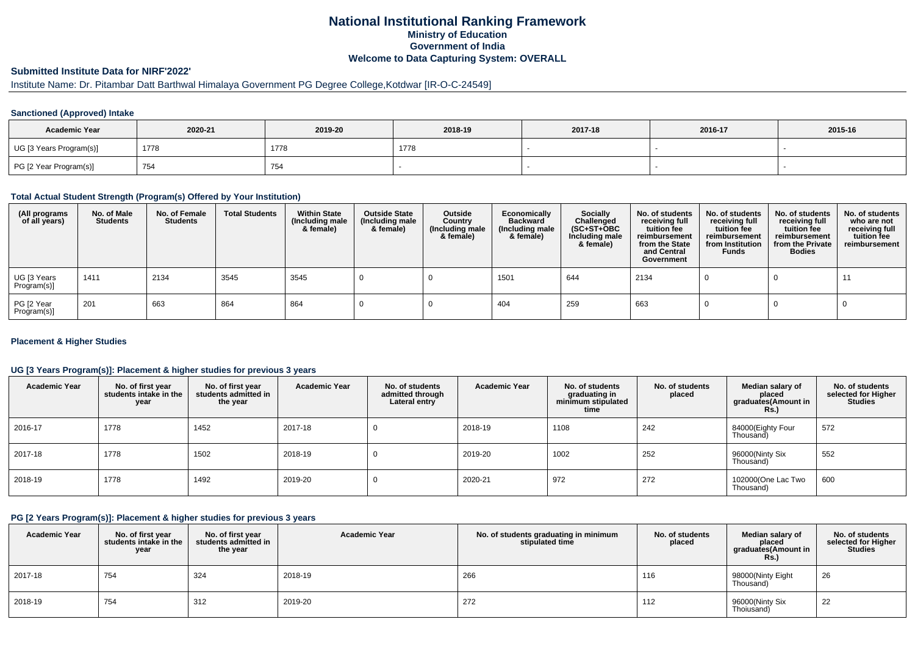# National Institutional Ranking Framework
## Ministry of Education
## Government of India
## Welcome to Data Capturing System: OVERALL

### Submitted Institute Data for NIRF'2022'

Institute Name: Dr. Pitambar Datt Barthwal Himalaya Government PG Degree College,Kotdwar [IR-O-C-24549]

#### Sanctioned (Approved) Intake

| Academic Year | 2020-21 | 2019-20 | 2018-19 | 2017-18 | 2016-17 | 2015-16 |
|---|---|---|---|---|---|---|
| UG [3 Years Program(s)] | 1778 | 1778 | 1778 | - | - | - |
| PG [2 Year Program(s)] | 754 | 754 | - | - | - | - |

#### Total Actual Student Strength (Program(s) Offered by Your Institution)

| (All programs of all years) | No. of Male Students | No. of Female Students | Total Students | Within State (Including male & female) | Outside State (Including male & female) | Outside Country (Including male & female) | Economically Backward (Including male & female) | Socially Challenged (SC+ST+OBC Including male & female) | No. of students receiving full tuition fee reimbursement from the State and Central Government | No. of students receiving full tuition fee reimbursement from Institution Funds | No. of students receiving full tuition fee reimbursement from the Private Bodies | No. of students who are not receiving full tuition fee reimbursement |
|---|---|---|---|---|---|---|---|---|---|---|---|---|
| UG [3 Years Program(s)] | 1411 | 2134 | 3545 | 3545 | 0 | 0 | 1501 | 644 | 2134 | 0 | 0 | 11 |
| PG [2 Year Program(s)] | 201 | 663 | 864 | 864 | 0 | 0 | 404 | 259 | 663 | 0 | 0 | 0 |

#### Placement & Higher Studies

#### UG [3 Years Program(s)]: Placement & higher studies for previous 3 years

| Academic Year | No. of first year students intake in the year | No. of first year students admitted in the year | Academic Year | No. of students admitted through Lateral entry | Academic Year | No. of students graduating in minimum stipulated time | No. of students placed | Median salary of placed graduates(Amount in Rs.) | No. of students selected for Higher Studies |
|---|---|---|---|---|---|---|---|---|---|
| 2016-17 | 1778 | 1452 | 2017-18 | 0 | 2018-19 | 1108 | 242 | 84000(Eighty Four Thousand) | 572 |
| 2017-18 | 1778 | 1502 | 2018-19 | 0 | 2019-20 | 1002 | 252 | 96000(Ninty Six Thousand) | 552 |
| 2018-19 | 1778 | 1492 | 2019-20 | 0 | 2020-21 | 972 | 272 | 102000(One Lac Two Thousand) | 600 |

#### PG [2 Years Program(s)]: Placement & higher studies for previous 3 years

| Academic Year | No. of first year students intake in the year | No. of first year students admitted in the year | Academic Year | No. of students graduating in minimum stipulated time | No. of students placed | Median salary of placed graduates(Amount in Rs.) | No. of students selected for Higher Studies |
|---|---|---|---|---|---|---|---|
| 2017-18 | 754 | 324 | 2018-19 | 266 | 116 | 98000(Ninty Eight Thousand) | 26 |
| 2018-19 | 754 | 312 | 2019-20 | 272 | 112 | 96000(Ninty Six Thoiusand) | 22 |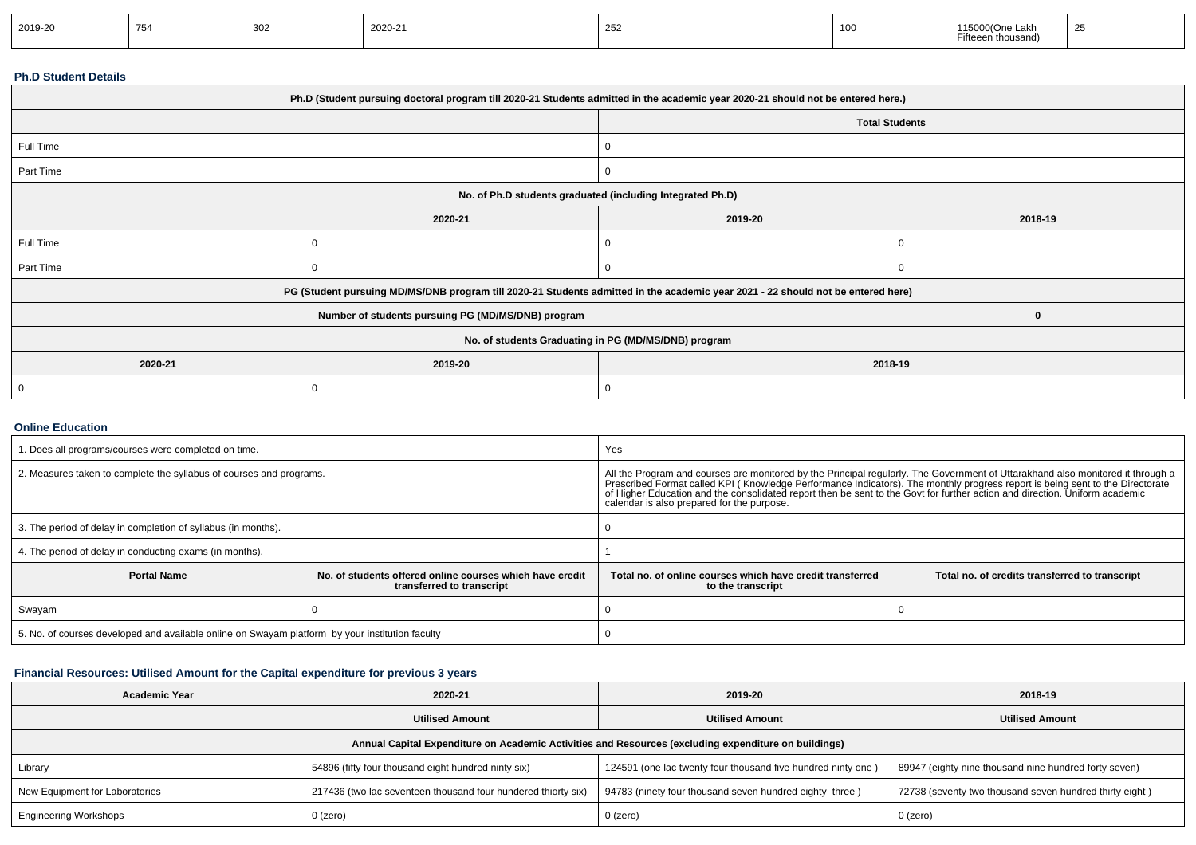| 2019-20 | 754 | 302 | 2020-21 | 252 | 100 | 115000(One Lakh Fifteeen thousand) | 25 |
|---|---|---|---|---|---|---|---|

### Ph.D Student Details

| Ph.D (Student pursuing doctoral program till 2020-21 Students admitted in the academic year 2020-21 should not be entered here.) | |
|---|---|
| | Total Students |
| Full Time | 0 |
| Part Time | 0 |

| No. of Ph.D students graduated (including Integrated Ph.D) | | | |
|---|---|---|---|
| | 2020-21 | 2019-20 | 2018-19 |
| Full Time | 0 | 0 | 0 |
| Part Time | 0 | 0 | 0 |

| PG (Student pursuing MD/MS/DNB program till 2020-21 Students admitted in the academic year 2021 - 22 should not be entered here) | |
|---|---|
| Number of students pursuing PG (MD/MS/DNB) program | 0 |

| No. of students Graduating in PG (MD/MS/DNB) program | | |
|---|---|---|
| 2020-21 | 2019-20 | 2018-19 |
| 0 | 0 | 0 |

### Online Education

| 1. Does all programs/courses were completed on time. | | Yes | |
|---|---|---|---|
| 2. Measures taken to complete the syllabus of courses and programs. | | All the Program and courses are monitored by the Principal regularly. The Government of Uttarakhand also monitored it through a Prescribed Format called KPI ( Knowledge Performance Indicators). The monthly progress report is being sent to the Directorate of Higher Education and the consolidated report then be sent to the Govt for further action and direction. Uniform academic calendar is also prepared for the purpose. | |
| 3. The period of delay in completion of syllabus (in months). | | 0 | |
| 4. The period of delay in conducting exams (in months). | | 1 | |
| **Portal Name** | **No. of students offered online courses which have credit transferred to transcript** | **Total no. of online courses which have credit transferred to the transcript** | **Total no. of credits transferred to transcript** |
| Swayam | 0 | 0 | 0 |
| 5. No. of courses developed and available online on Swayam platform by your institution faculty | | 0 | |

### Financial Resources: Utilised Amount for the Capital expenditure for previous 3 years

| Academic Year | 2020-21 | 2019-20 | 2018-19 |
|---|---|---|---|
| | Utilised Amount | Utilised Amount | Utilised Amount |
| Annual Capital Expenditure on Academic Activities and Resources (excluding expenditure on buildings) | | | |
| Library | 54896 (fifty four thousand eight hundred ninty six) | 124591 (one lac twenty four thousand five hundred ninty one ) | 89947 (eighty nine thousand nine hundred forty seven) |
| New Equipment for Laboratories | 217436 (two lac seventeen thousand four hundered thiorty six) | 94783 (ninety four thousand seven hundred eighty three ) | 72738 (seventy two thousand seven hundred thirty eight ) |
| Engineering Workshops | 0 (zero) | 0 (zero) | 0 (zero) |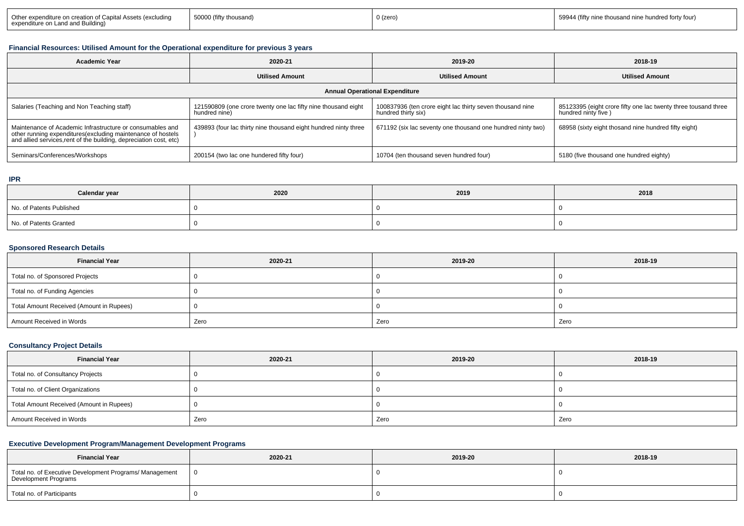| Other expenditure on creation of Capital Assets (excluding expenditure on Land and Building) | 50000 (fifty thousand) | 0 (zero) | 59944 (fifty nine thousand nine hundred forty four) |
|---|---|---|---|

### Financial Resources: Utilised Amount for the Operational expenditure for previous 3 years

| Academic Year | 2020-21 | 2019-20 | 2018-19 |
|---|---|---|---|
| | Utilised Amount | Utilised Amount | Utilised Amount |
| Annual Operational Expenditure | | | |
| Salaries (Teaching and Non Teaching staff) | 121590809 (one crore twenty one lac fifty nine thousand eight hundred nine) | 100837936 (ten crore eight lac thirty seven thousand nine hundred thirty six) | 85123395 (eight crore fifty one lac twenty three tousand three hundred ninty five ) |
| Maintenance of Academic Infrastructure or consumables and other running expenditures(excluding maintenance of hostels and allied services,rent of the building, depreciation cost, etc) | 439893 (four lac thirty nine thousand eight hundred ninty three ) | 671192 (six lac seventy one thousand one hundred ninty two) | 68958 (sixty eight thosand nine hundred fifty eight) |
| Seminars/Conferences/Workshops | 200154 (two lac one hundered fifty four) | 10704 (ten thousand seven hundred four) | 5180 (five thousand one hundred eighty) |

### IPR

| Calendar year | 2020 | 2019 | 2018 |
|---|---|---|---|
| No. of Patents Published | 0 | 0 | 0 |
| No. of Patents Granted | 0 | 0 | 0 |

### Sponsored Research Details

| Financial Year | 2020-21 | 2019-20 | 2018-19 |
|---|---|---|---|
| Total no. of Sponsored Projects | 0 | 0 | 0 |
| Total no. of Funding Agencies | 0 | 0 | 0 |
| Total Amount Received (Amount in Rupees) | 0 | 0 | 0 |
| Amount Received in Words | Zero | Zero | Zero |

### Consultancy Project Details

| Financial Year | 2020-21 | 2019-20 | 2018-19 |
|---|---|---|---|
| Total no. of Consultancy Projects | 0 | 0 | 0 |
| Total no. of Client Organizations | 0 | 0 | 0 |
| Total Amount Received (Amount in Rupees) | 0 | 0 | 0 |
| Amount Received in Words | Zero | Zero | Zero |

### Executive Development Program/Management Development Programs

| Financial Year | 2020-21 | 2019-20 | 2018-19 |
|---|---|---|---|
| Total no. of Executive Development Programs/ Management Development Programs | 0 | 0 | 0 |
| Total no. of Participants | 0 | 0 | 0 |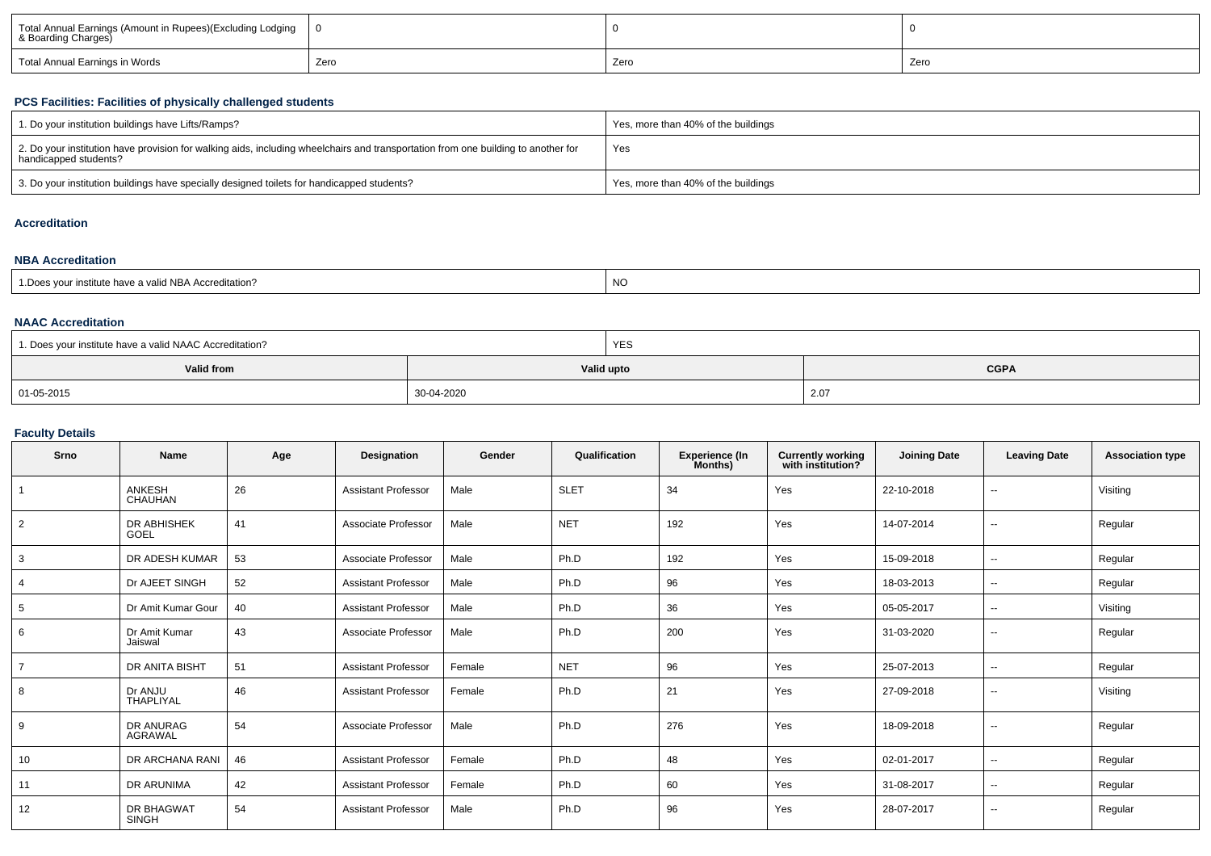| Total Annual Earnings (Amount in Rupees)(Excluding Lodging & Boarding Charges) | 0 | 0 | 0 |
|---|---|---|---|
| Total Annual Earnings in Words | Zero | Zero | Zero |

### PCS Facilities: Facilities of physically challenged students

| 1. Do your institution buildings have Lifts/Ramps? | Yes, more than 40% of the buildings |
|---|---|
| 2. Do your institution have provision for walking aids, including wheelchairs and transportation from one building to another for handicapped students? | Yes |
| 3. Do your institution buildings have specially designed toilets for handicapped students? | Yes, more than 40% of the buildings |

### Accreditation

#### NBA Accreditation

| 1.Does your institute have a valid NBA Accreditation? | NO |
|---|---|

#### NAAC Accreditation

| 1. Does your institute have a valid NAAC Accreditation? | | YES |
|---|---|---|
| **Valid from** | **Valid upto** | **CGPA** |
| 01-05-2015 | 30-04-2020 | 2.07 |

### Faculty Details

| Srno | Name | Age | Designation | Gender | Qualification | Experience (In Months) | Currently working with institution? | Joining Date | Leaving Date | Association type |
|---|---|---|---|---|---|---|---|---|---|---|
| 1 | ANKESH CHAUHAN | 26 | Assistant Professor | Male | SLET | 34 | Yes | 22-10-2018 | -- | Visiting |
| 2 | DR ABHISHEK GOEL | 41 | Associate Professor | Male | NET | 192 | Yes | 14-07-2014 | -- | Regular |
| 3 | DR ADESH KUMAR | 53 | Associate Professor | Male | Ph.D | 192 | Yes | 15-09-2018 | -- | Regular |
| 4 | Dr AJEET SINGH | 52 | Assistant Professor | Male | Ph.D | 96 | Yes | 18-03-2013 | -- | Regular |
| 5 | Dr Amit Kumar Gour | 40 | Assistant Professor | Male | Ph.D | 36 | Yes | 05-05-2017 | -- | Visiting |
| 6 | Dr Amit Kumar Jaiswal | 43 | Associate Professor | Male | Ph.D | 200 | Yes | 31-03-2020 | -- | Regular |
| 7 | DR ANITA BISHT | 51 | Assistant Professor | Female | NET | 96 | Yes | 25-07-2013 | -- | Regular |
| 8 | Dr ANJU THAPLIYAL | 46 | Assistant Professor | Female | Ph.D | 21 | Yes | 27-09-2018 | -- | Visiting |
| 9 | DR ANURAG AGRAWAL | 54 | Associate Professor | Male | Ph.D | 276 | Yes | 18-09-2018 | -- | Regular |
| 10 | DR ARCHANA RANI | 46 | Assistant Professor | Female | Ph.D | 48 | Yes | 02-01-2017 | -- | Regular |
| 11 | DR ARUNIMA | 42 | Assistant Professor | Female | Ph.D | 60 | Yes | 31-08-2017 | -- | Regular |
| 12 | DR BHAGWAT SINGH | 54 | Assistant Professor | Male | Ph.D | 96 | Yes | 28-07-2017 | -- | Regular |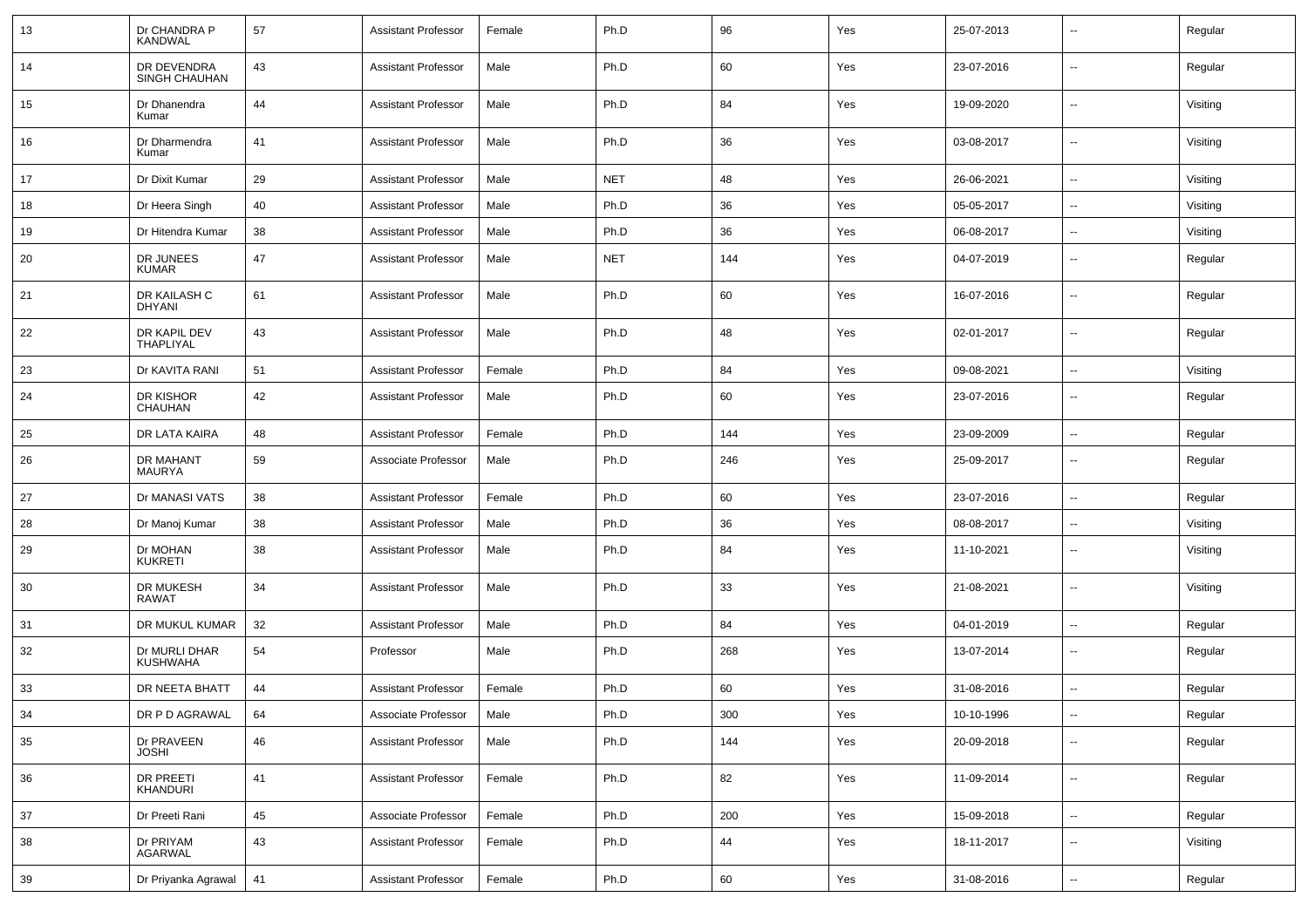| 13 | Dr CHANDRA P KANDWAL | 57 | Assistant Professor | Female | Ph.D | 96 | Yes | 25-07-2013 | -- | Regular |
|---|---|---|---|---|---|---|---|---|---|---|
| 14 | DR DEVENDRA SINGH CHAUHAN | 43 | Assistant Professor | Male | Ph.D | 60 | Yes | 23-07-2016 | -- | Regular |
| 15 | Dr Dhanendra Kumar | 44 | Assistant Professor | Male | Ph.D | 84 | Yes | 19-09-2020 | -- | Visiting |
| 16 | Dr Dharmendra Kumar | 41 | Assistant Professor | Male | Ph.D | 36 | Yes | 03-08-2017 | -- | Visiting |
| 17 | Dr Dixit Kumar | 29 | Assistant Professor | Male | NET | 48 | Yes | 26-06-2021 | -- | Visiting |
| 18 | Dr Heera Singh | 40 | Assistant Professor | Male | Ph.D | 36 | Yes | 05-05-2017 | -- | Visiting |
| 19 | Dr Hitendra Kumar | 38 | Assistant Professor | Male | Ph.D | 36 | Yes | 06-08-2017 | -- | Visiting |
| 20 | DR JUNEES KUMAR | 47 | Assistant Professor | Male | NET | 144 | Yes | 04-07-2019 | -- | Regular |
| 21 | DR KAILASH C DHYANI | 61 | Assistant Professor | Male | Ph.D | 60 | Yes | 16-07-2016 | -- | Regular |
| 22 | DR KAPIL DEV THAPLIYAL | 43 | Assistant Professor | Male | Ph.D | 48 | Yes | 02-01-2017 | -- | Regular |
| 23 | Dr KAVITA RANI | 51 | Assistant Professor | Female | Ph.D | 84 | Yes | 09-08-2021 | -- | Visiting |
| 24 | DR KISHOR CHAUHAN | 42 | Assistant Professor | Male | Ph.D | 60 | Yes | 23-07-2016 | -- | Regular |
| 25 | DR LATA KAIRA | 48 | Assistant Professor | Female | Ph.D | 144 | Yes | 23-09-2009 | -- | Regular |
| 26 | DR MAHANT MAURYA | 59 | Associate Professor | Male | Ph.D | 246 | Yes | 25-09-2017 | -- | Regular |
| 27 | Dr MANASI VATS | 38 | Assistant Professor | Female | Ph.D | 60 | Yes | 23-07-2016 | -- | Regular |
| 28 | Dr Manoj Kumar | 38 | Assistant Professor | Male | Ph.D | 36 | Yes | 08-08-2017 | -- | Visiting |
| 29 | Dr MOHAN KUKRETI | 38 | Assistant Professor | Male | Ph.D | 84 | Yes | 11-10-2021 | -- | Visiting |
| 30 | DR MUKESH RAWAT | 34 | Assistant Professor | Male | Ph.D | 33 | Yes | 21-08-2021 | -- | Visiting |
| 31 | DR MUKUL KUMAR | 32 | Assistant Professor | Male | Ph.D | 84 | Yes | 04-01-2019 | -- | Regular |
| 32 | Dr MURLI DHAR KUSHWAHA | 54 | Professor | Male | Ph.D | 268 | Yes | 13-07-2014 | -- | Regular |
| 33 | DR NEETA BHATT | 44 | Assistant Professor | Female | Ph.D | 60 | Yes | 31-08-2016 | -- | Regular |
| 34 | DR P D AGRAWAL | 64 | Associate Professor | Male | Ph.D | 300 | Yes | 10-10-1996 | -- | Regular |
| 35 | Dr PRAVEEN JOSHI | 46 | Assistant Professor | Male | Ph.D | 144 | Yes | 20-09-2018 | -- | Regular |
| 36 | DR PREETI KHANDURI | 41 | Assistant Professor | Female | Ph.D | 82 | Yes | 11-09-2014 | -- | Regular |
| 37 | Dr Preeti Rani | 45 | Associate Professor | Female | Ph.D | 200 | Yes | 15-09-2018 | -- | Regular |
| 38 | Dr PRIYAM AGARWAL | 43 | Assistant Professor | Female | Ph.D | 44 | Yes | 18-11-2017 | -- | Visiting |
| 39 | Dr Priyanka Agrawal | 41 | Assistant Professor | Female | Ph.D | 60 | Yes | 31-08-2016 | -- | Regular |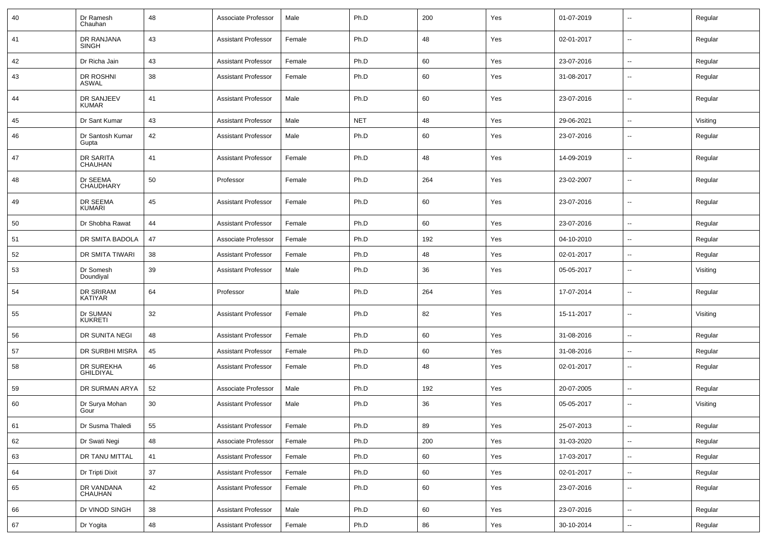| 40 | Dr Ramesh Chauhan | 48 | Associate Professor | Male | Ph.D | 200 | Yes | 01-07-2019 | -- | Regular |
|---|---|---|---|---|---|---|---|---|---|---|
| 41 | DR RANJANA SINGH | 43 | Assistant Professor | Female | Ph.D | 48 | Yes | 02-01-2017 | -- | Regular |
| 42 | Dr Richa Jain | 43 | Assistant Professor | Female | Ph.D | 60 | Yes | 23-07-2016 | -- | Regular |
| 43 | DR ROSHNI ASWAL | 38 | Assistant Professor | Female | Ph.D | 60 | Yes | 31-08-2017 | -- | Regular |
| 44 | DR SANJEEV KUMAR | 41 | Assistant Professor | Male | Ph.D | 60 | Yes | 23-07-2016 | -- | Regular |
| 45 | Dr Sant Kumar | 43 | Assistant Professor | Male | NET | 48 | Yes | 29-06-2021 | -- | Visiting |
| 46 | Dr Santosh Kumar Gupta | 42 | Assistant Professor | Male | Ph.D | 60 | Yes | 23-07-2016 | -- | Regular |
| 47 | DR SARITA CHAUHAN | 41 | Assistant Professor | Female | Ph.D | 48 | Yes | 14-09-2019 | -- | Regular |
| 48 | Dr SEEMA CHAUDHARY | 50 | Professor | Female | Ph.D | 264 | Yes | 23-02-2007 | -- | Regular |
| 49 | DR SEEMA KUMARI | 45 | Assistant Professor | Female | Ph.D | 60 | Yes | 23-07-2016 | -- | Regular |
| 50 | Dr Shobha Rawat | 44 | Assistant Professor | Female | Ph.D | 60 | Yes | 23-07-2016 | -- | Regular |
| 51 | DR SMITA BADOLA | 47 | Associate Professor | Female | Ph.D | 192 | Yes | 04-10-2010 | -- | Regular |
| 52 | DR SMITA TIWARI | 38 | Assistant Professor | Female | Ph.D | 48 | Yes | 02-01-2017 | -- | Regular |
| 53 | Dr Somesh Doundiyal | 39 | Assistant Professor | Male | Ph.D | 36 | Yes | 05-05-2017 | -- | Visiting |
| 54 | DR SRIRAM KATIYAR | 64 | Professor | Male | Ph.D | 264 | Yes | 17-07-2014 | -- | Regular |
| 55 | Dr SUMAN KUKRETI | 32 | Assistant Professor | Female | Ph.D | 82 | Yes | 15-11-2017 | -- | Visiting |
| 56 | DR SUNITA NEGI | 48 | Assistant Professor | Female | Ph.D | 60 | Yes | 31-08-2016 | -- | Regular |
| 57 | DR SURBHI MISRA | 45 | Assistant Professor | Female | Ph.D | 60 | Yes | 31-08-2016 | -- | Regular |
| 58 | DR SUREKHA GHILDIYAL | 46 | Assistant Professor | Female | Ph.D | 48 | Yes | 02-01-2017 | -- | Regular |
| 59 | DR SURMAN ARYA | 52 | Associate Professor | Male | Ph.D | 192 | Yes | 20-07-2005 | -- | Regular |
| 60 | Dr Surya Mohan Gour | 30 | Assistant Professor | Male | Ph.D | 36 | Yes | 05-05-2017 | -- | Visiting |
| 61 | Dr Susma Thaledi | 55 | Assistant Professor | Female | Ph.D | 89 | Yes | 25-07-2013 | -- | Regular |
| 62 | Dr Swati Negi | 48 | Associate Professor | Female | Ph.D | 200 | Yes | 31-03-2020 | -- | Regular |
| 63 | DR TANU MITTAL | 41 | Assistant Professor | Female | Ph.D | 60 | Yes | 17-03-2017 | -- | Regular |
| 64 | Dr Tripti Dixit | 37 | Assistant Professor | Female | Ph.D | 60 | Yes | 02-01-2017 | -- | Regular |
| 65 | DR VANDANA CHAUHAN | 42 | Assistant Professor | Female | Ph.D | 60 | Yes | 23-07-2016 | -- | Regular |
| 66 | Dr VINOD SINGH | 38 | Assistant Professor | Male | Ph.D | 60 | Yes | 23-07-2016 | -- | Regular |
| 67 | Dr Yogita | 48 | Assistant Professor | Female | Ph.D | 86 | Yes | 30-10-2014 | -- | Regular |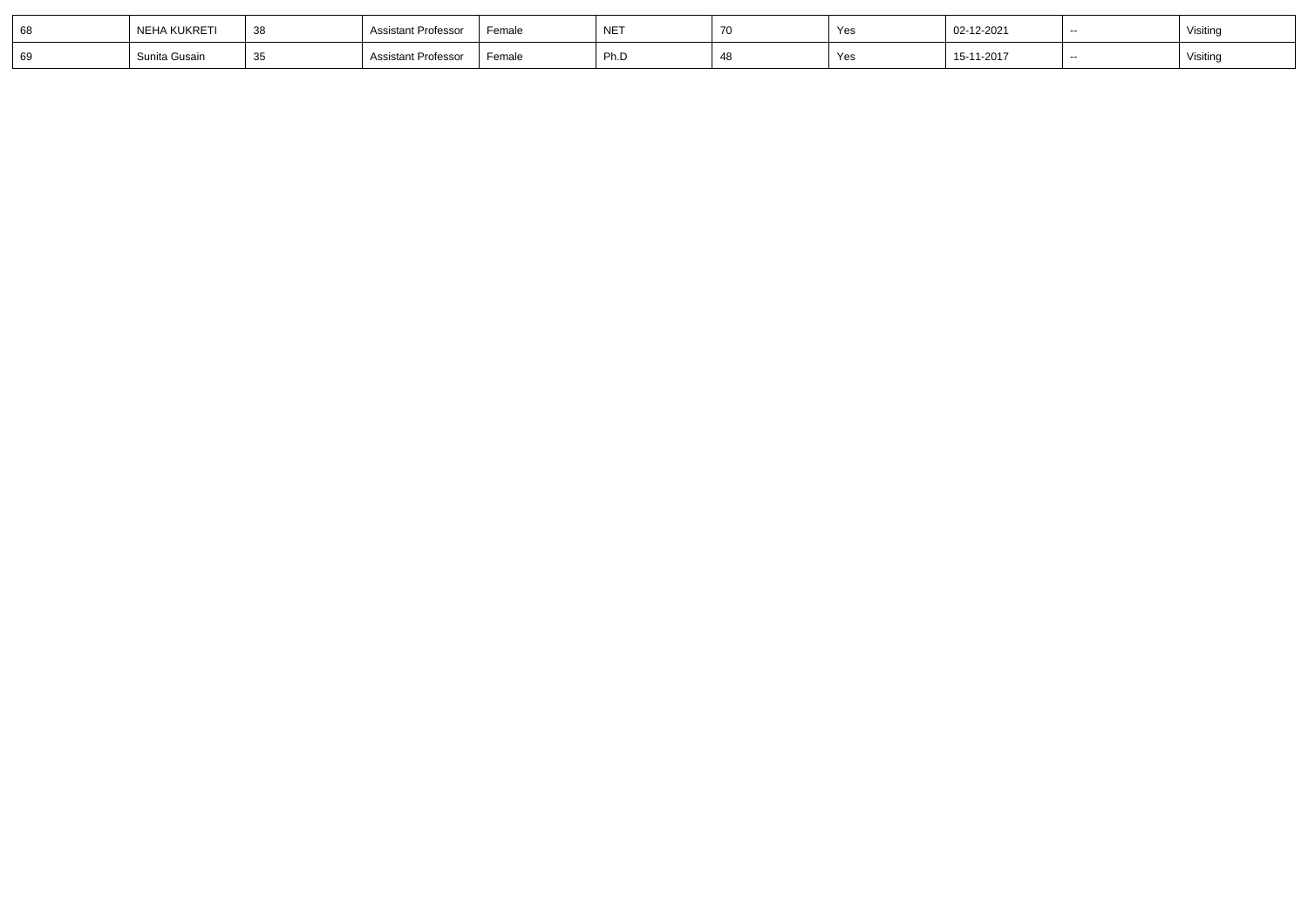| | | | | | | | | | | |
|---|---|---|---|---|---|---|---|---|---|---|
| 68 | NEHA KUKRETI | 38 | Assistant Professor | Female | NET | 70 | Yes | 02-12-2021 | -- | Visiting |
| 69 | Sunita Gusain | 35 | Assistant Professor | Female | Ph.D | 48 | Yes | 15-11-2017 | -- | Visiting |